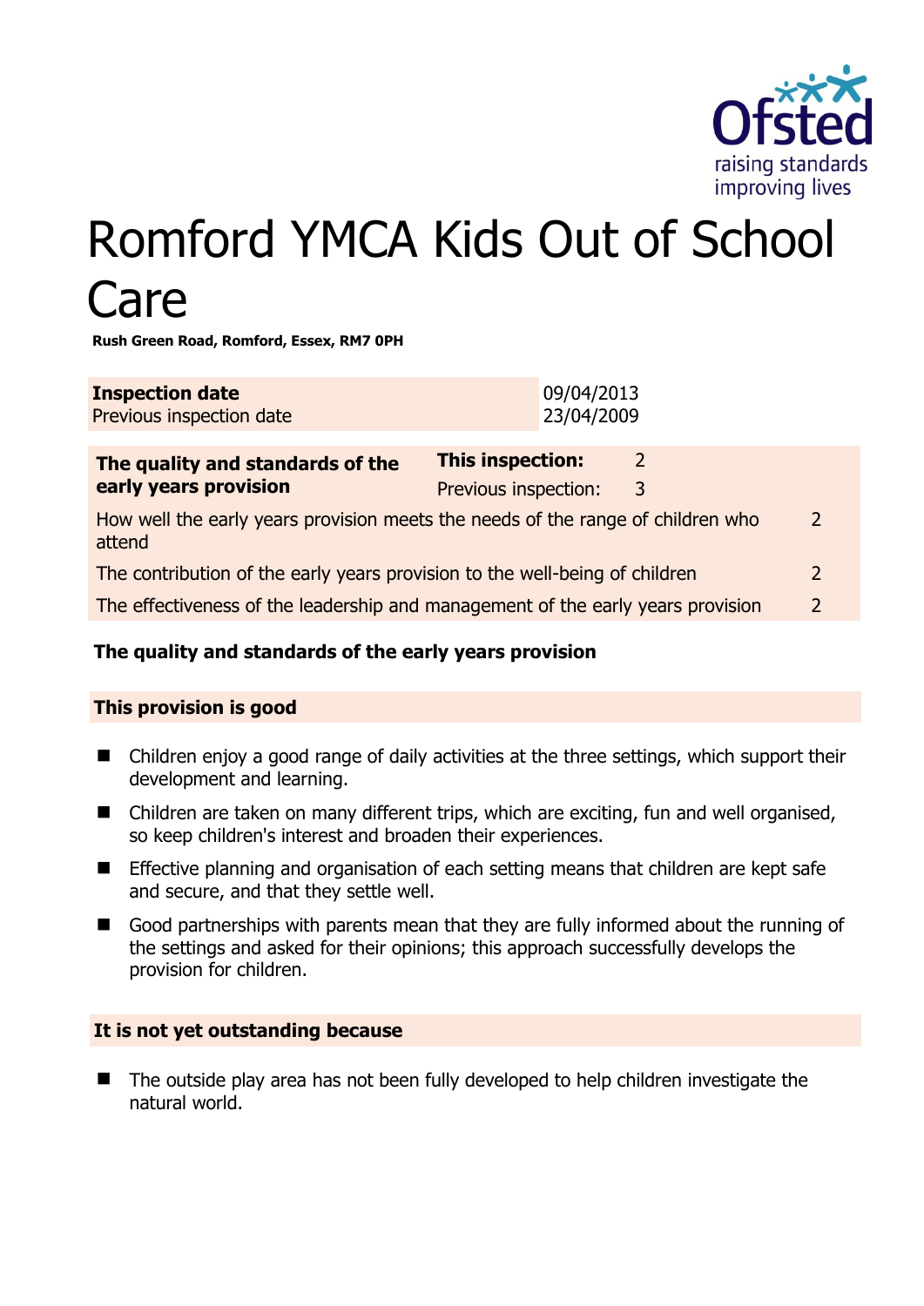# Romford YMCA Kids Out of School Care

**Rush Green Road, Romford, Essex, RM7 0PH**

| **Inspection date** | 09/04/2013 |
| --- | --- |
| Previous inspection date | 23/04/2009 |

| **The quality and standards of the early years provision** | **This inspection:** | 2 |
| --- | --- | --- |
| | Previous inspection: | 3 |
| How well the early years provision meets the needs of the range of children who attend | | 2 |
| The contribution of the early years provision to the well-being of children | | 2 |
| The effectiveness of the leadership and management of the early years provision | | 2 |

**The quality and standards of the early years provision**

**This provision is good**

- Children enjoy a good range of daily activities at the three settings, which support their development and learning.
- Children are taken on many different trips, which are exciting, fun and well organised, so keep children's interest and broaden their experiences.
- Effective planning and organisation of each setting means that children are kept safe and secure, and that they settle well.
- Good partnerships with parents mean that they are fully informed about the running of the settings and asked for their opinions; this approach successfully develops the provision for children.

**It is not yet outstanding because**

- The outside play area has not been fully developed to help children investigate the natural world.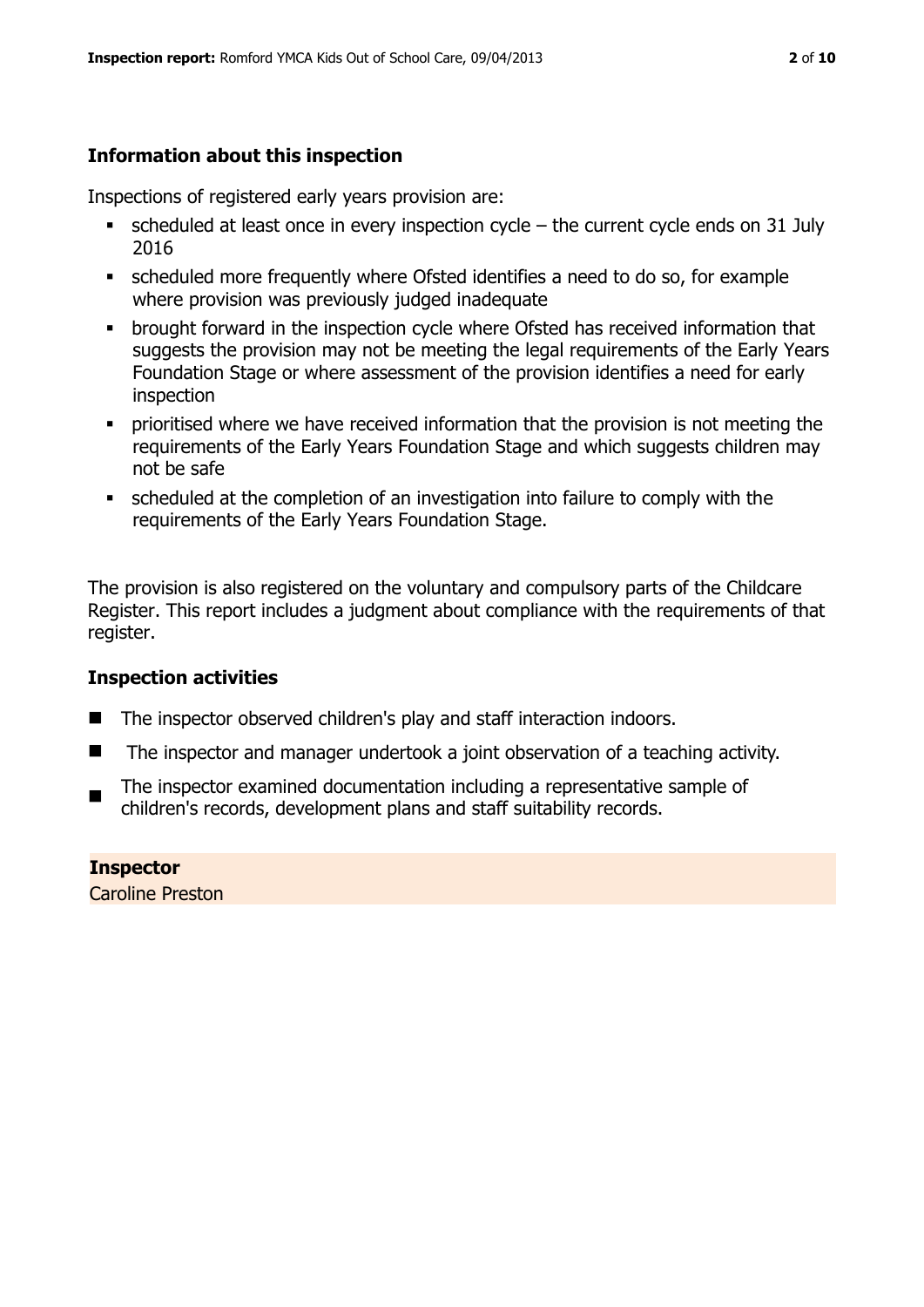## Information about this inspection

Inspections of registered early years provision are:

- scheduled at least once in every inspection cycle – the current cycle ends on 31 July 2016
- scheduled more frequently where Ofsted identifies a need to do so, for example where provision was previously judged inadequate
- brought forward in the inspection cycle where Ofsted has received information that suggests the provision may not be meeting the legal requirements of the Early Years Foundation Stage or where assessment of the provision identifies a need for early inspection
- prioritised where we have received information that the provision is not meeting the requirements of the Early Years Foundation Stage and which suggests children may not be safe
- scheduled at the completion of an investigation into failure to comply with the requirements of the Early Years Foundation Stage.

The provision is also registered on the voluntary and compulsory parts of the Childcare Register. This report includes a judgment about compliance with the requirements of that register.

## Inspection activities

- The inspector observed children's play and staff interaction indoors.
- The inspector and manager undertook a joint observation of a teaching activity.
- The inspector examined documentation including a representative sample of children's records, development plans and staff suitability records.

**Inspector**
Caroline Preston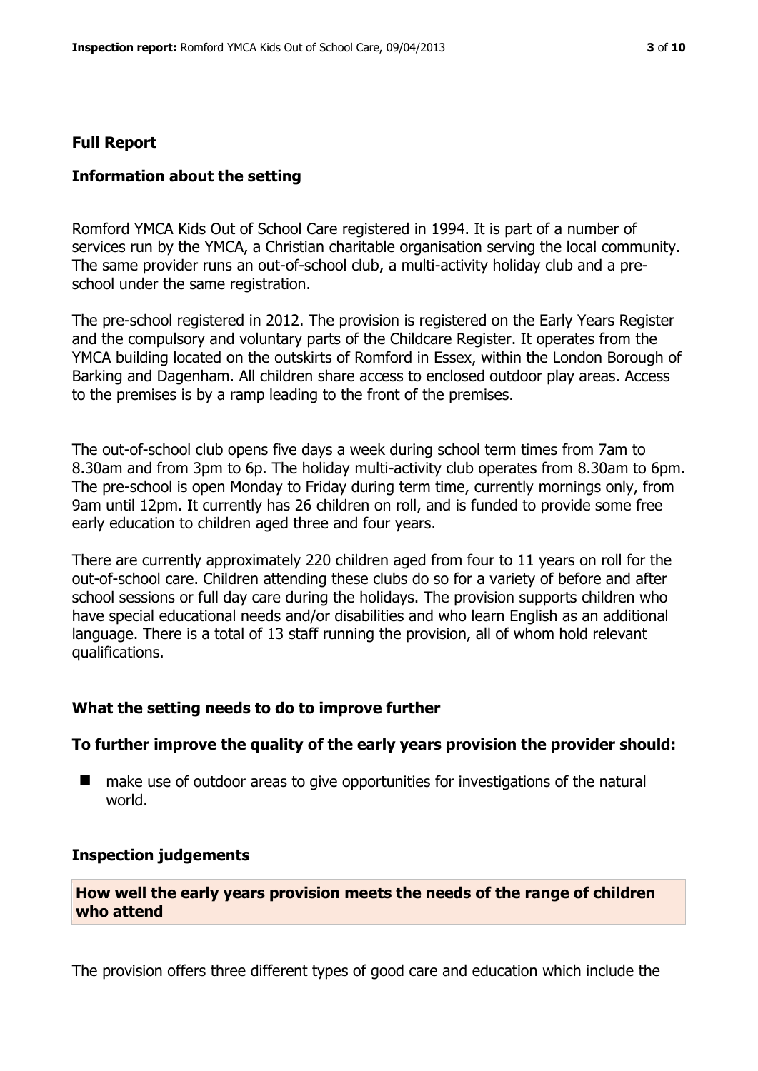## Full Report

### Information about the setting

Romford YMCA Kids Out of School Care registered in 1994. It is part of a number of services run by the YMCA, a Christian charitable organisation serving the local community. The same provider runs an out-of-school club, a multi-activity holiday club and a pre-school under the same registration.

The pre-school registered in 2012. The provision is registered on the Early Years Register and the compulsory and voluntary parts of the Childcare Register. It operates from the YMCA building located on the outskirts of Romford in Essex, within the London Borough of Barking and Dagenham. All children share access to enclosed outdoor play areas. Access to the premises is by a ramp leading to the front of the premises.

The out-of-school club opens five days a week during school term times from 7am to 8.30am and from 3pm to 6p. The holiday multi-activity club operates from 8.30am to 6pm. The pre-school is open Monday to Friday during term time, currently mornings only, from 9am until 12pm. It currently has 26 children on roll, and is funded to provide some free early education to children aged three and four years.

There are currently approximately 220 children aged from four to 11 years on roll for the out-of-school care. Children attending these clubs do so for a variety of before and after school sessions or full day care during the holidays. The provision supports children who have special educational needs and/or disabilities and who learn English as an additional language. There is a total of 13 staff running the provision, all of whom hold relevant qualifications.

### What the setting needs to do to improve further

#### To further improve the quality of the early years provision the provider should:

- make use of outdoor areas to give opportunities for investigations of the natural world.

### Inspection judgements

#### How well the early years provision meets the needs of the range of children who attend

The provision offers three different types of good care and education which include the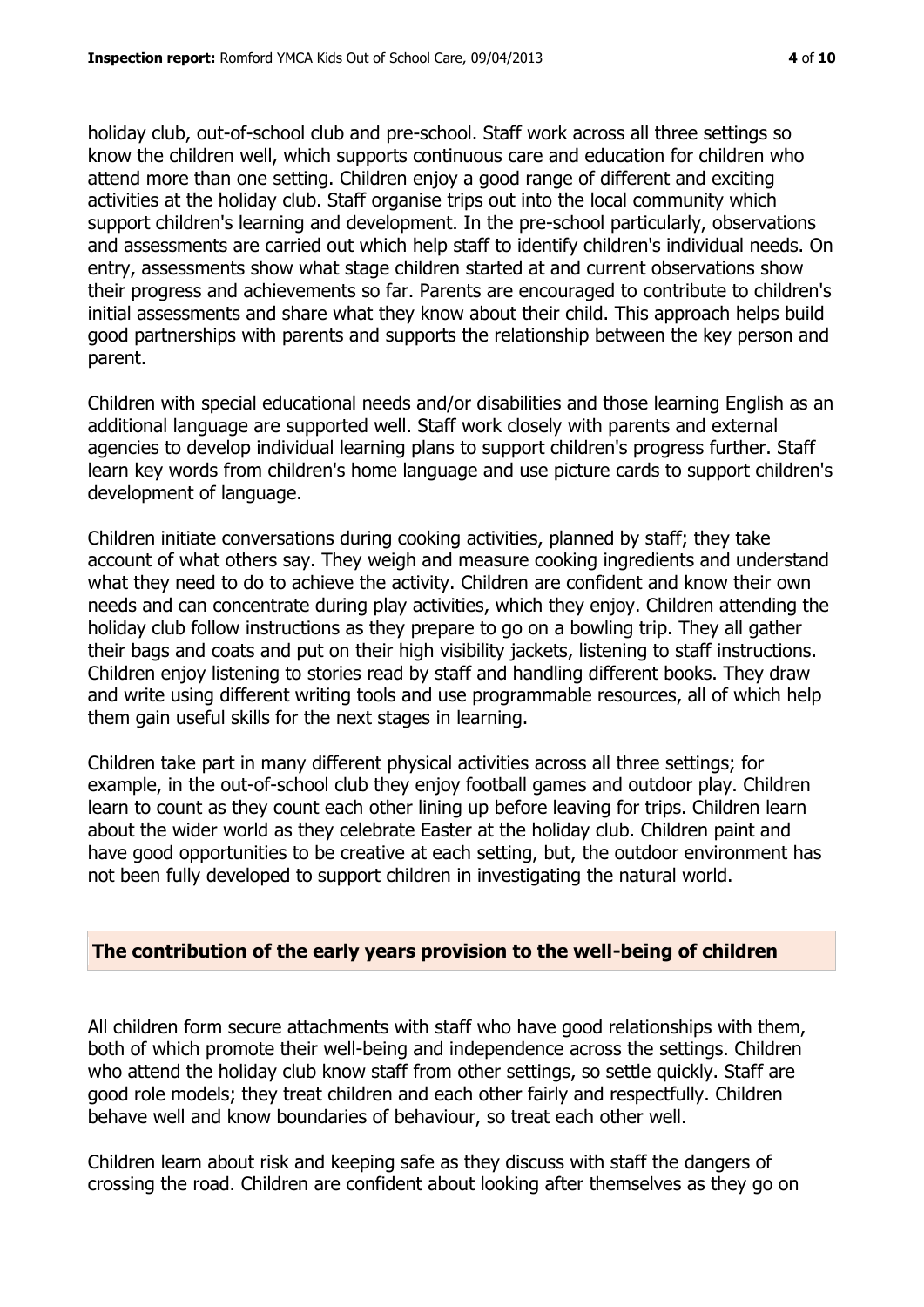holiday club, out-of-school club and pre-school. Staff work across all three settings so know the children well, which supports continuous care and education for children who attend more than one setting. Children enjoy a good range of different and exciting activities at the holiday club. Staff organise trips out into the local community which support children's learning and development. In the pre-school particularly, observations and assessments are carried out which help staff to identify children's individual needs. On entry, assessments show what stage children started at and current observations show their progress and achievements so far. Parents are encouraged to contribute to children's initial assessments and share what they know about their child. This approach helps build good partnerships with parents and supports the relationship between the key person and parent.

Children with special educational needs and/or disabilities and those learning English as an additional language are supported well. Staff work closely with parents and external agencies to develop individual learning plans to support children's progress further. Staff learn key words from children's home language and use picture cards to support children's development of language.

Children initiate conversations during cooking activities, planned by staff; they take account of what others say. They weigh and measure cooking ingredients and understand what they need to do to achieve the activity. Children are confident and know their own needs and can concentrate during play activities, which they enjoy. Children attending the holiday club follow instructions as they prepare to go on a bowling trip. They all gather their bags and coats and put on their high visibility jackets, listening to staff instructions. Children enjoy listening to stories read by staff and handling different books. They draw and write using different writing tools and use programmable resources, all of which help them gain useful skills for the next stages in learning.

Children take part in many different physical activities across all three settings; for example, in the out-of-school club they enjoy football games and outdoor play. Children learn to count as they count each other lining up before leaving for trips. Children learn about the wider world as they celebrate Easter at the holiday club. Children paint and have good opportunities to be creative at each setting, but, the outdoor environment has not been fully developed to support children in investigating the natural world.

## The contribution of the early years provision to the well-being of children

All children form secure attachments with staff who have good relationships with them, both of which promote their well-being and independence across the settings. Children who attend the holiday club know staff from other settings, so settle quickly. Staff are good role models; they treat children and each other fairly and respectfully. Children behave well and know boundaries of behaviour, so treat each other well.

Children learn about risk and keeping safe as they discuss with staff the dangers of crossing the road. Children are confident about looking after themselves as they go on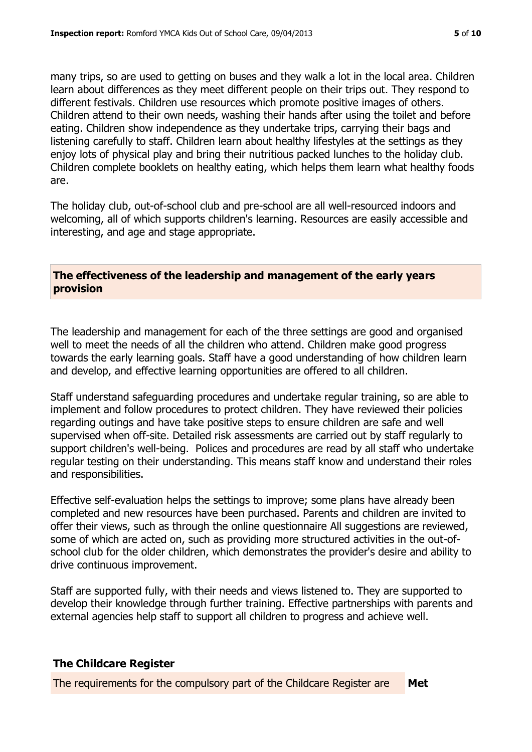many trips, so are used to getting on buses and they walk a lot in the local area. Children learn about differences as they meet different people on their trips out. They respond to different festivals. Children use resources which promote positive images of others. Children attend to their own needs, washing their hands after using the toilet and before eating. Children show independence as they undertake trips, carrying their bags and listening carefully to staff. Children learn about healthy lifestyles at the settings as they enjoy lots of physical play and bring their nutritious packed lunches to the holiday club. Children complete booklets on healthy eating, which helps them learn what healthy foods are.

The holiday club, out-of-school club and pre-school are all well-resourced indoors and welcoming, all of which supports children's learning. Resources are easily accessible and interesting, and age and stage appropriate.

## The effectiveness of the leadership and management of the early years provision

The leadership and management for each of the three settings are good and organised well to meet the needs of all the children who attend. Children make good progress towards the early learning goals. Staff have a good understanding of how children learn and develop, and effective learning opportunities are offered to all children.

Staff understand safeguarding procedures and undertake regular training, so are able to implement and follow procedures to protect children. They have reviewed their policies regarding outings and have take positive steps to ensure children are safe and well supervised when off-site. Detailed risk assessments are carried out by staff regularly to support children's well-being. Polices and procedures are read by all staff who undertake regular testing on their understanding. This means staff know and understand their roles and responsibilities.

Effective self-evaluation helps the settings to improve; some plans have already been completed and new resources have been purchased. Parents and children are invited to offer their views, such as through the online questionnaire All suggestions are reviewed, some of which are acted on, such as providing more structured activities in the out-of-school club for the older children, which demonstrates the provider's desire and ability to drive continuous improvement.

Staff are supported fully, with their needs and views listened to. They are supported to develop their knowledge through further training. Effective partnerships with parents and external agencies help staff to support all children to progress and achieve well.

### The Childcare Register

| The requirements for the compulsory part of the Childcare Register are | **Met** |
|---|---|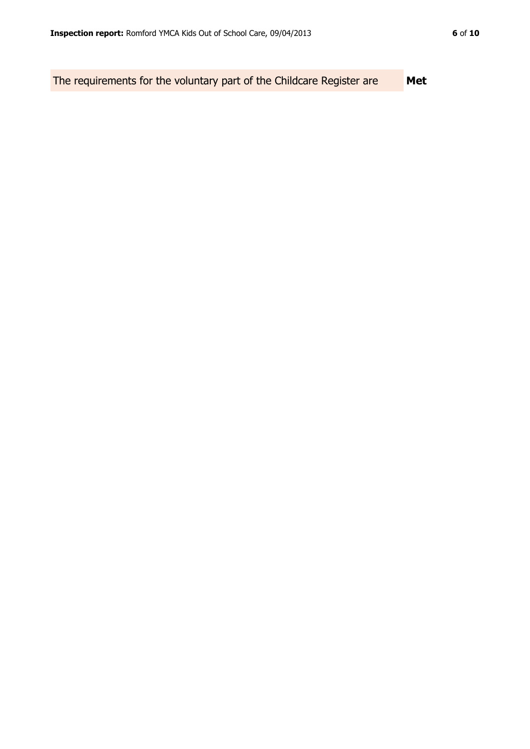| The requirements for the voluntary part of the Childcare Register are | **Met** |
| --- | --- |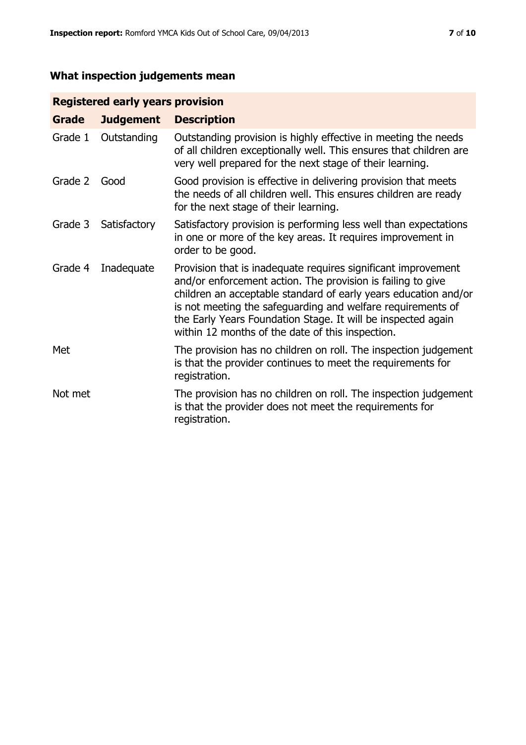## What inspection judgements mean

| Registered early years provision | | |
|---|---|---|
| **Grade** | **Judgement** | **Description** |
| Grade 1 | Outstanding | Outstanding provision is highly effective in meeting the needs of all children exceptionally well. This ensures that children are very well prepared for the next stage of their learning. |
| Grade 2 | Good | Good provision is effective in delivering provision that meets the needs of all children well. This ensures children are ready for the next stage of their learning. |
| Grade 3 | Satisfactory | Satisfactory provision is performing less well than expectations in one or more of the key areas. It requires improvement in order to be good. |
| Grade 4 | Inadequate | Provision that is inadequate requires significant improvement and/or enforcement action. The provision is failing to give children an acceptable standard of early years education and/or is not meeting the safeguarding and welfare requirements of the Early Years Foundation Stage. It will be inspected again within 12 months of the date of this inspection. |
| Met | | The provision has no children on roll. The inspection judgement is that the provider continues to meet the requirements for registration. |
| Not met | | The provision has no children on roll. The inspection judgement is that the provider does not meet the requirements for registration. |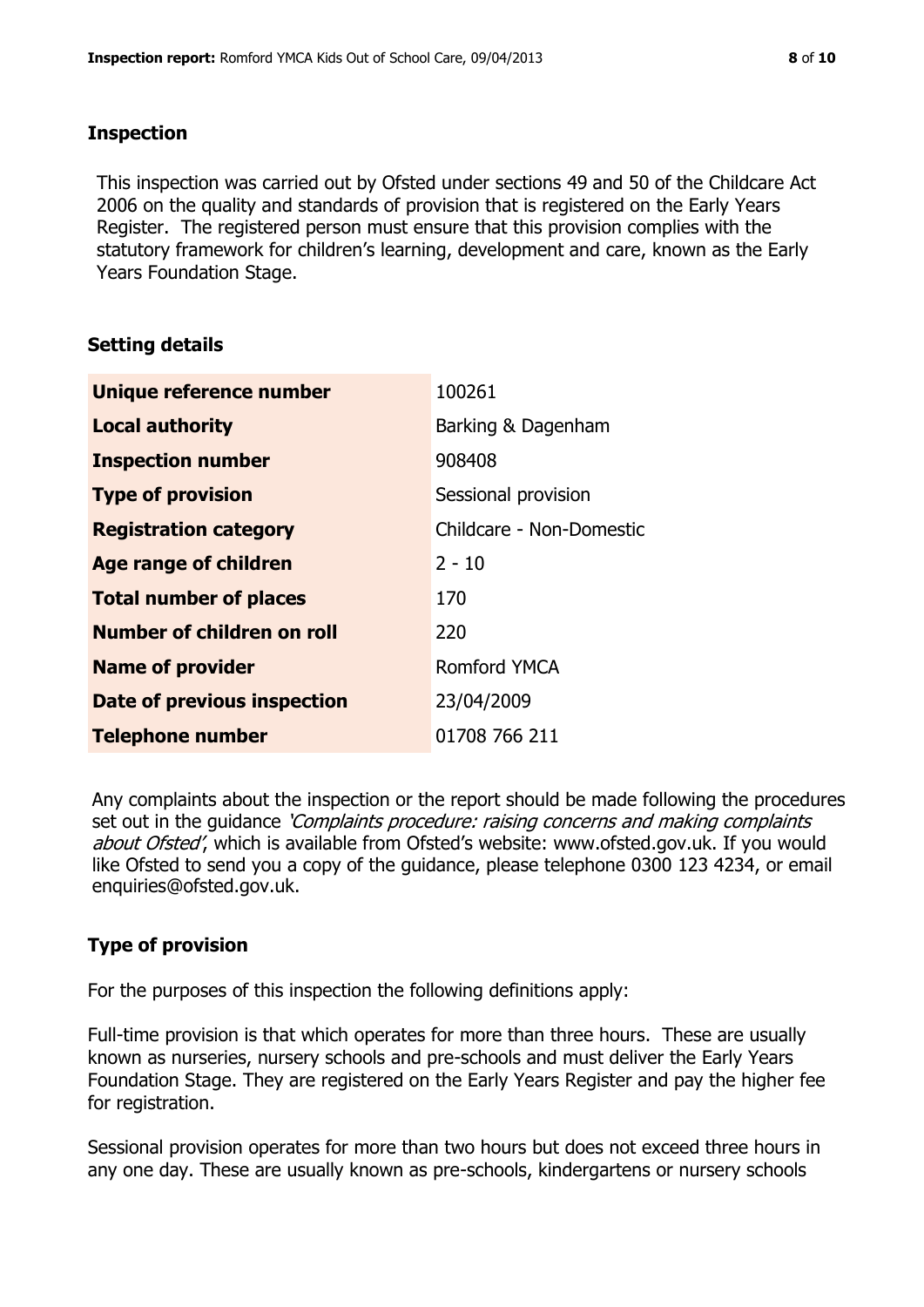## Inspection

This inspection was carried out by Ofsted under sections 49 and 50 of the Childcare Act 2006 on the quality and standards of provision that is registered on the Early Years Register. The registered person must ensure that this provision complies with the statutory framework for children's learning, development and care, known as the Early Years Foundation Stage.

## Setting details

| | |
|---|---|
| **Unique reference number** | 100261 |
| **Local authority** | Barking & Dagenham |
| **Inspection number** | 908408 |
| **Type of provision** | Sessional provision |
| **Registration category** | Childcare - Non-Domestic |
| **Age range of children** | 2 - 10 |
| **Total number of places** | 170 |
| **Number of children on roll** | 220 |
| **Name of provider** | Romford YMCA |
| **Date of previous inspection** | 23/04/2009 |
| **Telephone number** | 01708 766 211 |

Any complaints about the inspection or the report should be made following the procedures set out in the guidance *'Complaints procedure: raising concerns and making complaints about Ofsted'*, which is available from Ofsted's website: www.ofsted.gov.uk. If you would like Ofsted to send you a copy of the guidance, please telephone 0300 123 4234, or email enquiries@ofsted.gov.uk.

## Type of provision

For the purposes of this inspection the following definitions apply:

Full-time provision is that which operates for more than three hours. These are usually known as nurseries, nursery schools and pre-schools and must deliver the Early Years Foundation Stage. They are registered on the Early Years Register and pay the higher fee for registration.

Sessional provision operates for more than two hours but does not exceed three hours in any one day. These are usually known as pre-schools, kindergartens or nursery schools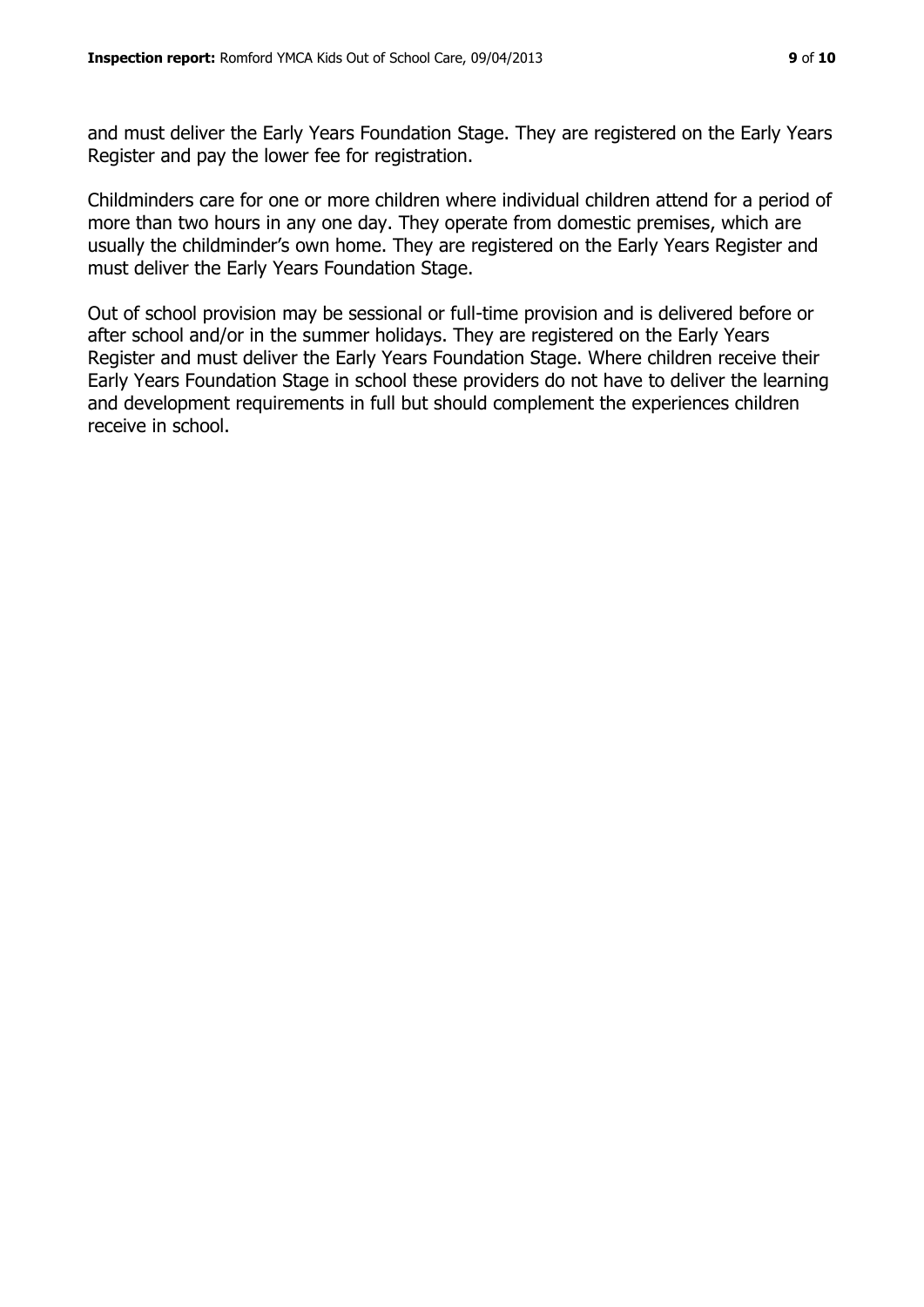and must deliver the Early Years Foundation Stage. They are registered on the Early Years Register and pay the lower fee for registration.

Childminders care for one or more children where individual children attend for a period of more than two hours in any one day. They operate from domestic premises, which are usually the childminder's own home. They are registered on the Early Years Register and must deliver the Early Years Foundation Stage.

Out of school provision may be sessional or full-time provision and is delivered before or after school and/or in the summer holidays. They are registered on the Early Years Register and must deliver the Early Years Foundation Stage. Where children receive their Early Years Foundation Stage in school these providers do not have to deliver the learning and development requirements in full but should complement the experiences children receive in school.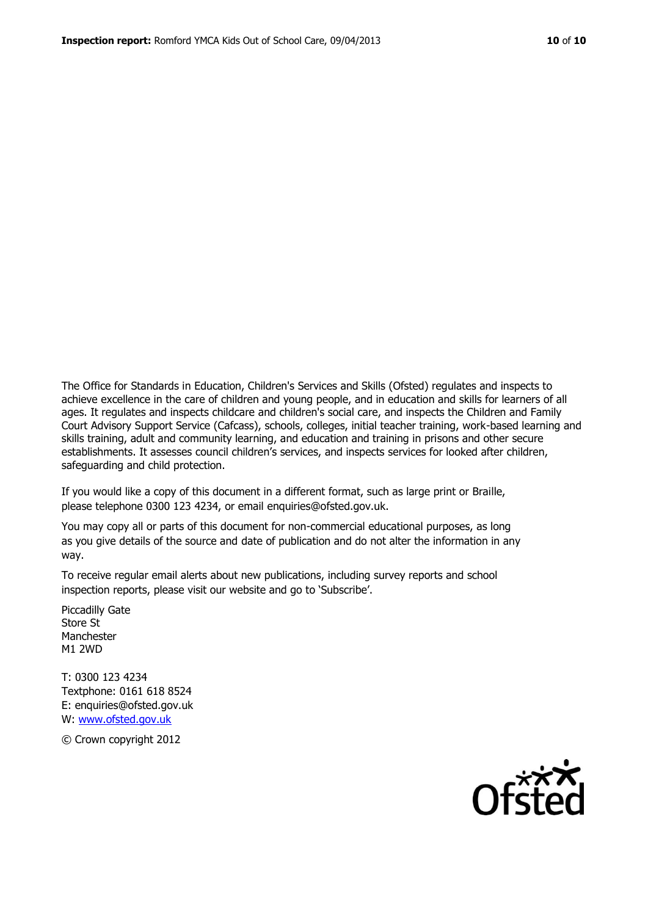The Office for Standards in Education, Children's Services and Skills (Ofsted) regulates and inspects to achieve excellence in the care of children and young people, and in education and skills for learners of all ages. It regulates and inspects childcare and children's social care, and inspects the Children and Family Court Advisory Support Service (Cafcass), schools, colleges, initial teacher training, work-based learning and skills training, adult and community learning, and education and training in prisons and other secure establishments. It assesses council children's services, and inspects services for looked after children, safeguarding and child protection.

If you would like a copy of this document in a different format, such as large print or Braille, please telephone 0300 123 4234, or email enquiries@ofsted.gov.uk.

You may copy all or parts of this document for non-commercial educational purposes, as long as you give details of the source and date of publication and do not alter the information in any way.

To receive regular email alerts about new publications, including survey reports and school inspection reports, please visit our website and go to 'Subscribe'.

Piccadilly Gate
Store St
Manchester
M1 2WD

T: 0300 123 4234
Textphone: 0161 618 8524
E: enquiries@ofsted.gov.uk
W: www.ofsted.gov.uk

© Crown copyright 2012

Ofsted